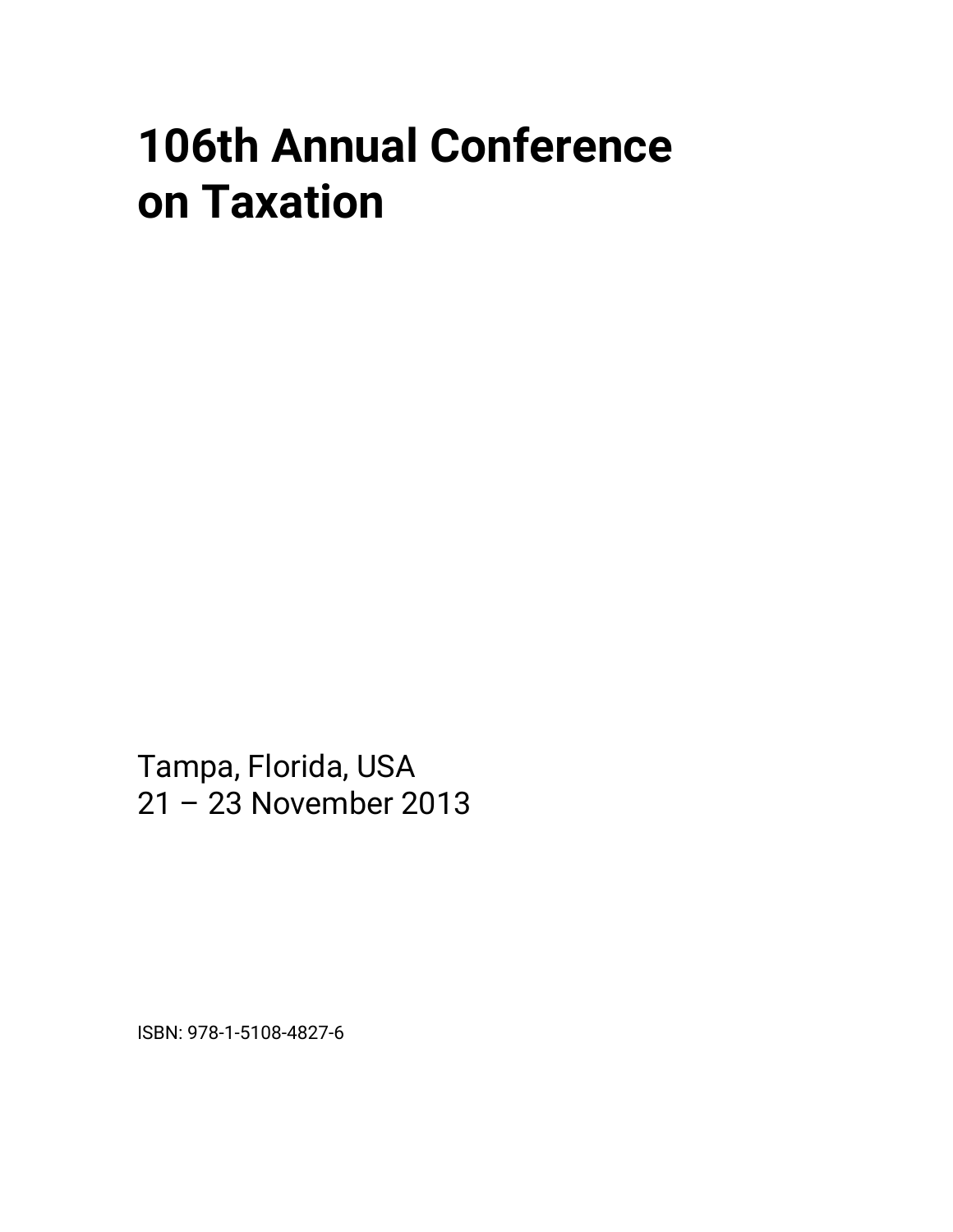# 106th Annual Conference on Taxation

Tampa, Florida, USA
21 – 23 November 2013

ISBN: 978-1-5108-4827-6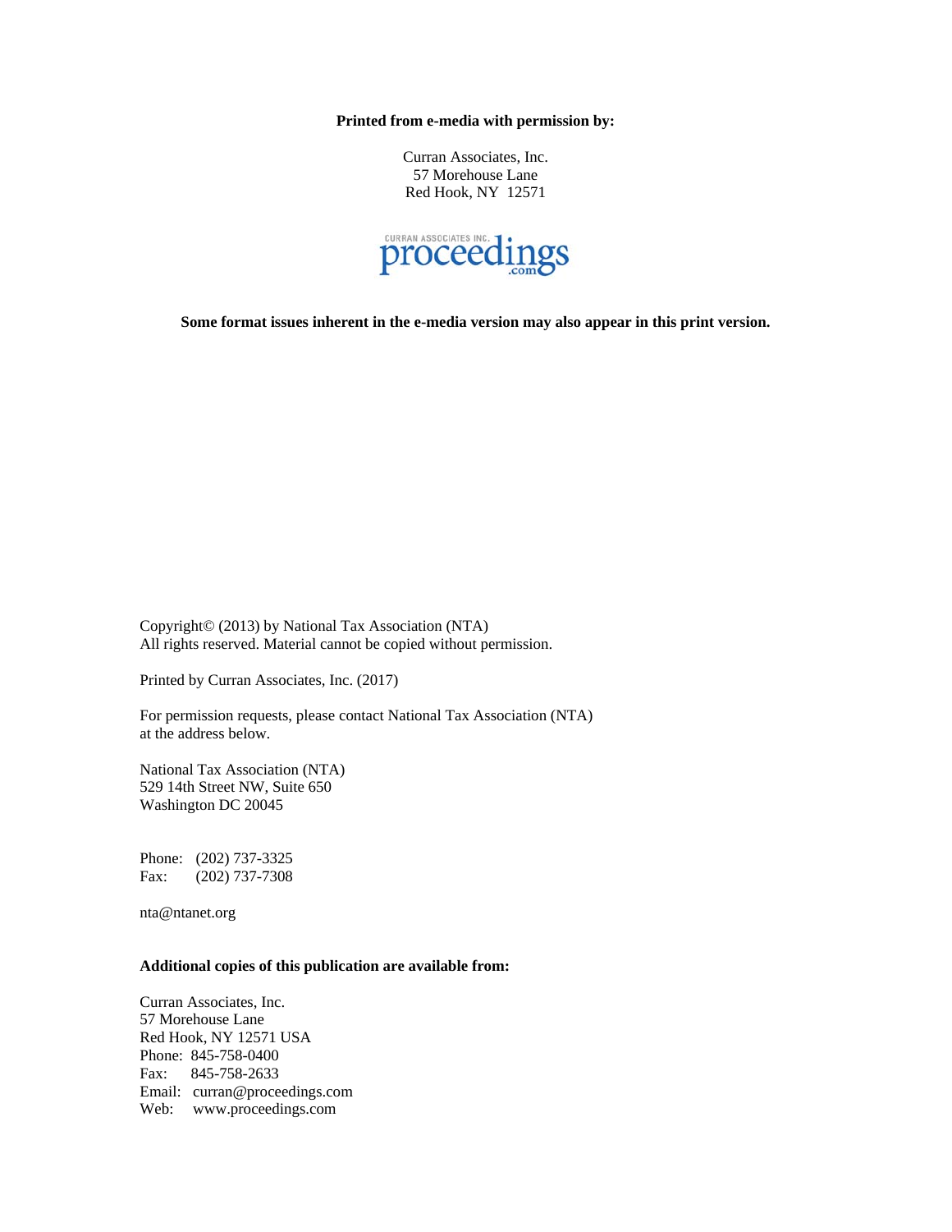**Printed from e-media with permission by:**

Curran Associates, Inc.
57 Morehouse Lane
Red Hook, NY 12571

proceedings.com

**Some format issues inherent in the e-media version may also appear in this print version.**

Copyright© (2013) by National Tax Association (NTA)
All rights reserved. Material cannot be copied without permission.

Printed by Curran Associates, Inc. (2017)

For permission requests, please contact National Tax Association (NTA) at the address below.

National Tax Association (NTA)
529 14th Street NW, Suite 650
Washington DC 20045

Phone: (202) 737-3325
Fax: (202) 737-7308

nta@ntanet.org

**Additional copies of this publication are available from:**

Curran Associates, Inc.
57 Morehouse Lane
Red Hook, NY 12571 USA
Phone: 845-758-0400
Fax: 845-758-2633
Email: curran@proceedings.com
Web: www.proceedings.com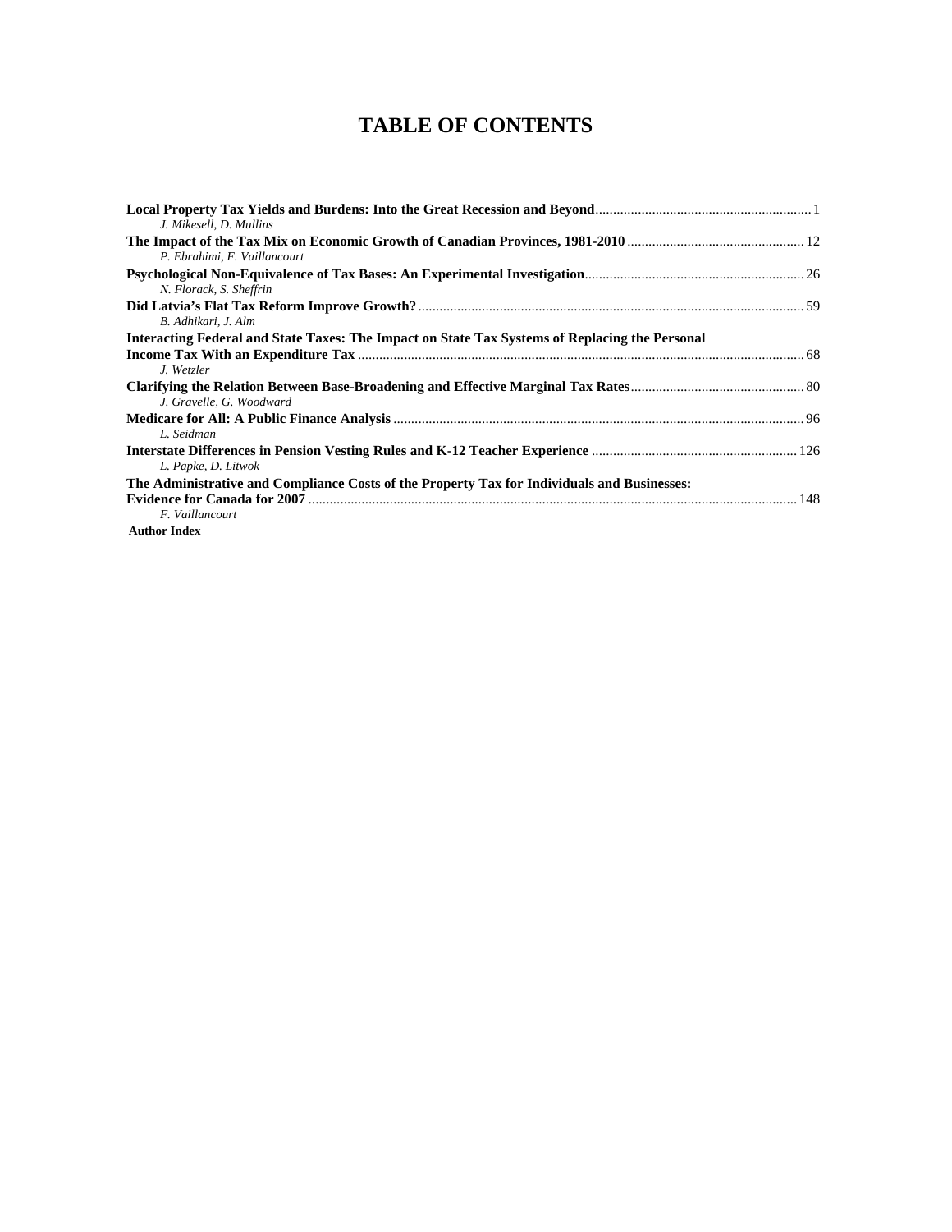# TABLE OF CONTENTS

**Local Property Tax Yields and Burdens: Into the Great Recession and Beyond** ............................................................ 1
*J. Mikesell, D. Mullins*

**The Impact of the Tax Mix on Economic Growth of Canadian Provinces, 1981-2010** ................................................. 12
*P. Ebrahimi, F. Vaillancourt*

**Psychological Non-Equivalence of Tax Bases: An Experimental Investigation**............................................................. 26
*N. Florack, S. Sheffrin*

**Did Latvia's Flat Tax Reform Improve Growth?** ........................................................................................................... 59
*B. Adhikari, J. Alm*

**Interacting Federal and State Taxes: The Impact on State Tax Systems of Replacing the Personal Income Tax With an Expenditure Tax** ............................................................................................................................ 68
*J. Wetzler*

**Clarifying the Relation Between Base-Broadening and Effective Marginal Tax Rates**................................................ 80
*J. Gravelle, G. Woodward*

**Medicare for All: A Public Finance Analysis** ................................................................................................................... 96
*L. Seidman*

**Interstate Differences in Pension Vesting Rules and K-12 Teacher Experience** ......................................................... 126
*L. Papke, D. Litwok*

**The Administrative and Compliance Costs of the Property Tax for Individuals and Businesses: Evidence for Canada for 2007** ........................................................................................................................ 148
*F. Vaillancourt*

**Author Index**